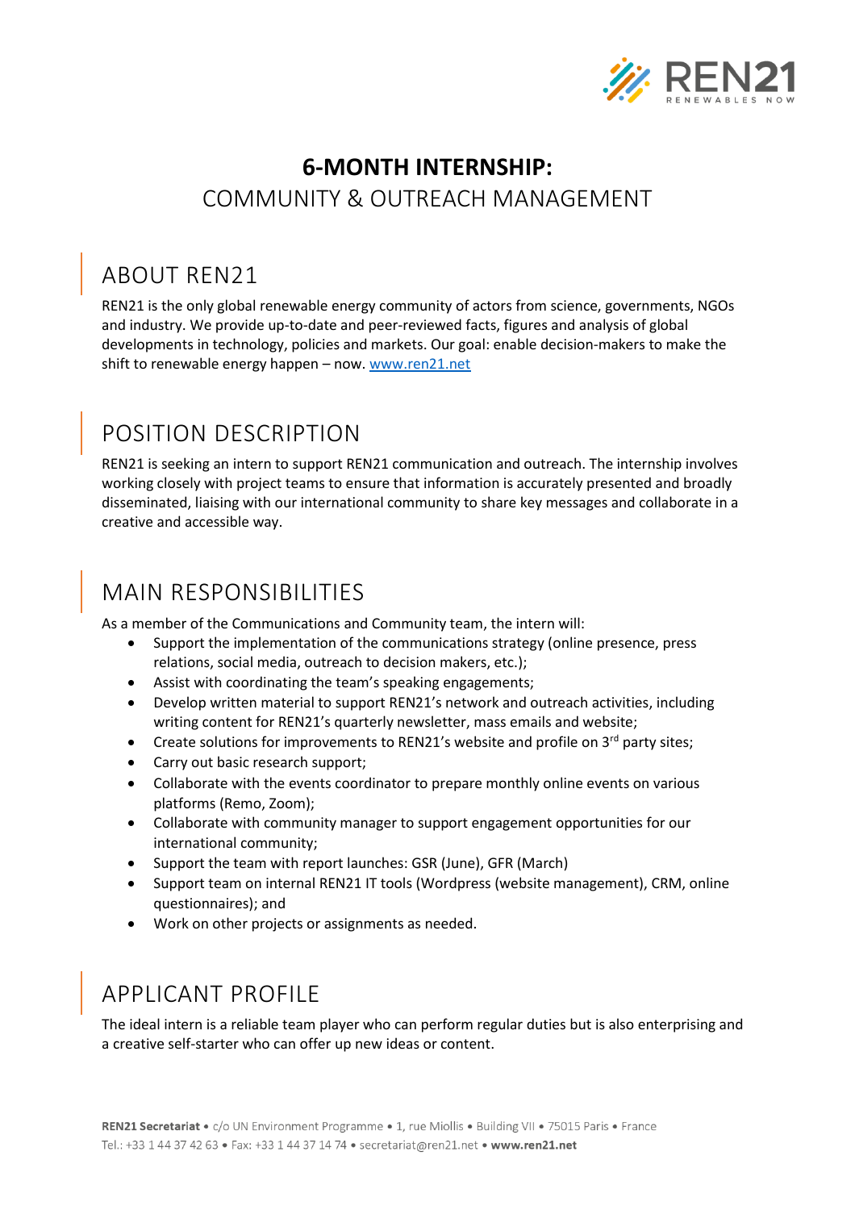# 6-MONTH INTERNSHIP:
## COMMUNITY & OUTREACH MANAGEMENT

## ABOUT REN21

REN21 is the only global renewable energy community of actors from science, governments, NGOs and industry. We provide up-to-date and peer-reviewed facts, figures and analysis of global developments in technology, policies and markets. Our goal: enable decision-makers to make the shift to renewable energy happen – now. www.ren21.net

## POSITION DESCRIPTION

REN21 is seeking an intern to support REN21 communication and outreach. The internship involves working closely with project teams to ensure that information is accurately presented and broadly disseminated, liaising with our international community to share key messages and collaborate in a creative and accessible way.

## MAIN RESPONSIBILITIES

As a member of the Communications and Community team, the intern will:

- Support the implementation of the communications strategy (online presence, press relations, social media, outreach to decision makers, etc.);
- Assist with coordinating the team's speaking engagements;
- Develop written material to support REN21's network and outreach activities, including writing content for REN21's quarterly newsletter, mass emails and website;
- Create solutions for improvements to REN21's website and profile on 3rd party sites;
- Carry out basic research support;
- Collaborate with the events coordinator to prepare monthly online events on various platforms (Remo, Zoom);
- Collaborate with community manager to support engagement opportunities for our international community;
- Support the team with report launches: GSR (June), GFR (March)
- Support team on internal REN21 IT tools (Wordpress (website management), CRM, online questionnaires); and
- Work on other projects or assignments as needed.

## APPLICANT PROFILE

The ideal intern is a reliable team player who can perform regular duties but is also enterprising and a creative self-starter who can offer up new ideas or content.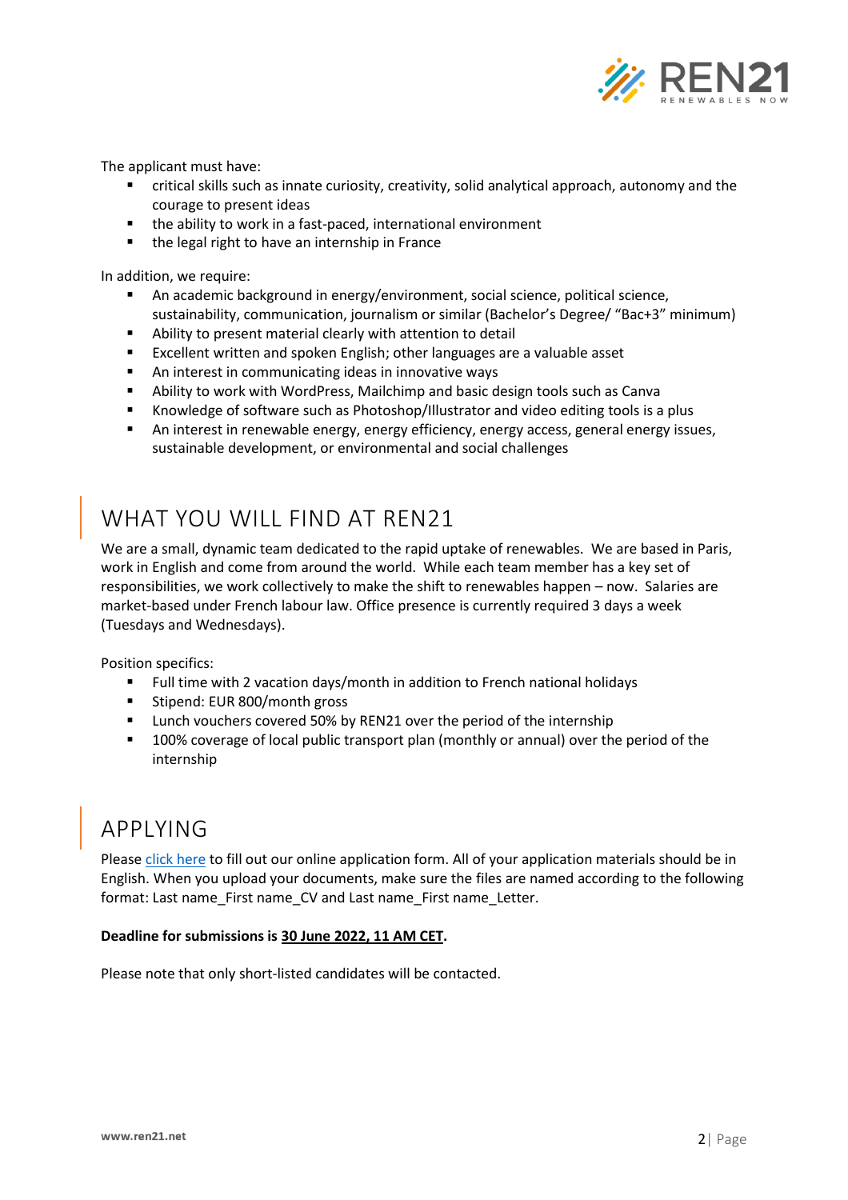The applicant must have:

- critical skills such as innate curiosity, creativity, solid analytical approach, autonomy and the courage to present ideas
- the ability to work in a fast-paced, international environment
- the legal right to have an internship in France

In addition, we require:

- An academic background in energy/environment, social science, political science, sustainability, communication, journalism or similar (Bachelor's Degree/ "Bac+3" minimum)
- Ability to present material clearly with attention to detail
- Excellent written and spoken English; other languages are a valuable asset
- An interest in communicating ideas in innovative ways
- Ability to work with WordPress, Mailchimp and basic design tools such as Canva
- Knowledge of software such as Photoshop/Illustrator and video editing tools is a plus
- An interest in renewable energy, energy efficiency, energy access, general energy issues, sustainable development, or environmental and social challenges

## WHAT YOU WILL FIND AT REN21

We are a small, dynamic team dedicated to the rapid uptake of renewables. We are based in Paris, work in English and come from around the world. While each team member has a key set of responsibilities, we work collectively to make the shift to renewables happen – now. Salaries are market-based under French labour law. Office presence is currently required 3 days a week (Tuesdays and Wednesdays).

Position specifics:

- Full time with 2 vacation days/month in addition to French national holidays
- Stipend: EUR 800/month gross
- Lunch vouchers covered 50% by REN21 over the period of the internship
- 100% coverage of local public transport plan (monthly or annual) over the period of the internship

## APPLYING

Please click here to fill out our online application form. All of your application materials should be in English. When you upload your documents, make sure the files are named according to the following format: Last name_First name_CV and Last name_First name_Letter.

**Deadline for submissions is 30 June 2022, 11 AM CET.**

Please note that only short-listed candidates will be contacted.